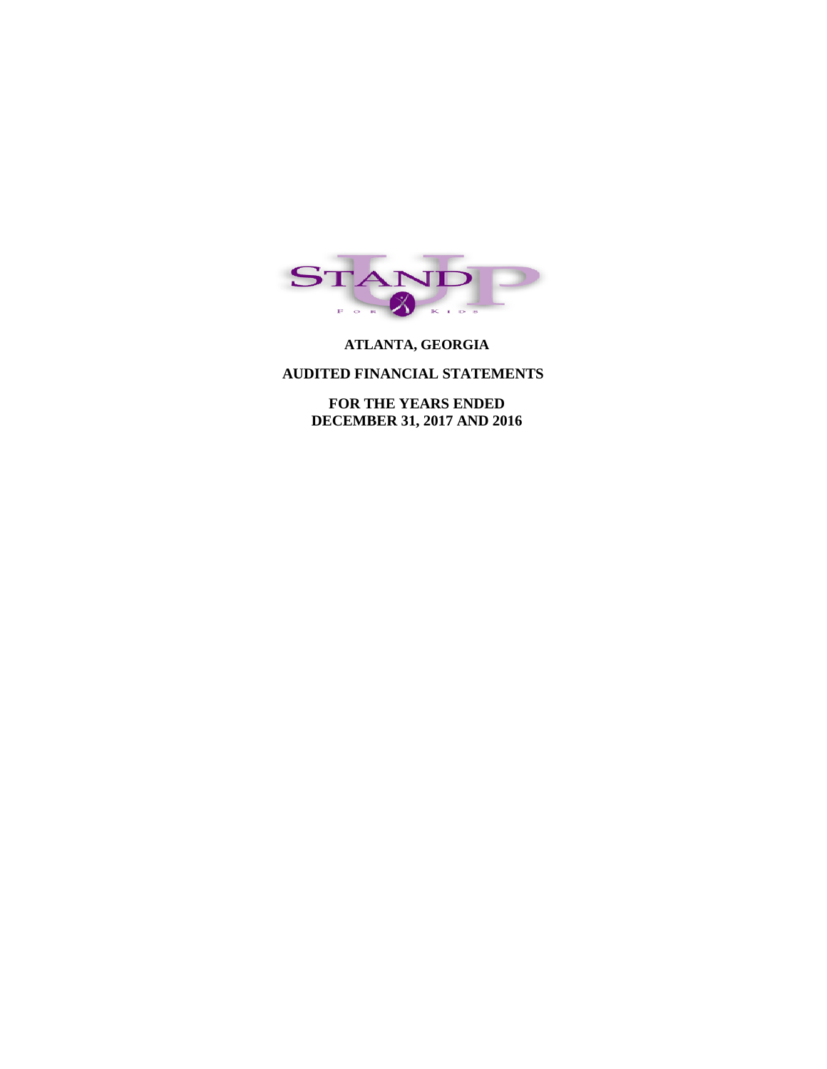STAND UP FOR KIDS

**ATLANTA, GEORGIA**

**AUDITED FINANCIAL STATEMENTS**

**FOR THE YEARS ENDED**
**DECEMBER 31, 2017 AND 2016**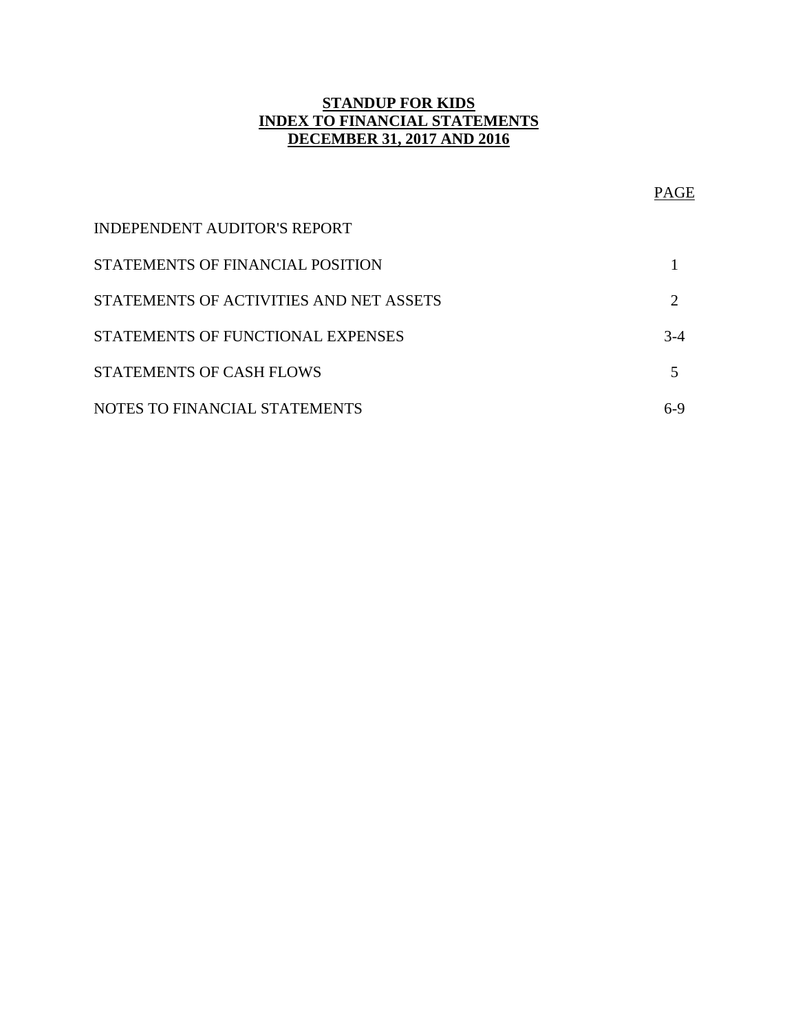# STANDUP FOR KIDS
# INDEX TO FINANCIAL STATEMENTS
# DECEMBER 31, 2017 AND 2016

| | PAGE |
|---|---|
| INDEPENDENT AUDITOR'S REPORT | |
| STATEMENTS OF FINANCIAL POSITION | 1 |
| STATEMENTS OF ACTIVITIES AND NET ASSETS | 2 |
| STATEMENTS OF FUNCTIONAL EXPENSES | 3-4 |
| STATEMENTS OF CASH FLOWS | 5 |
| NOTES TO FINANCIAL STATEMENTS | 6-9 |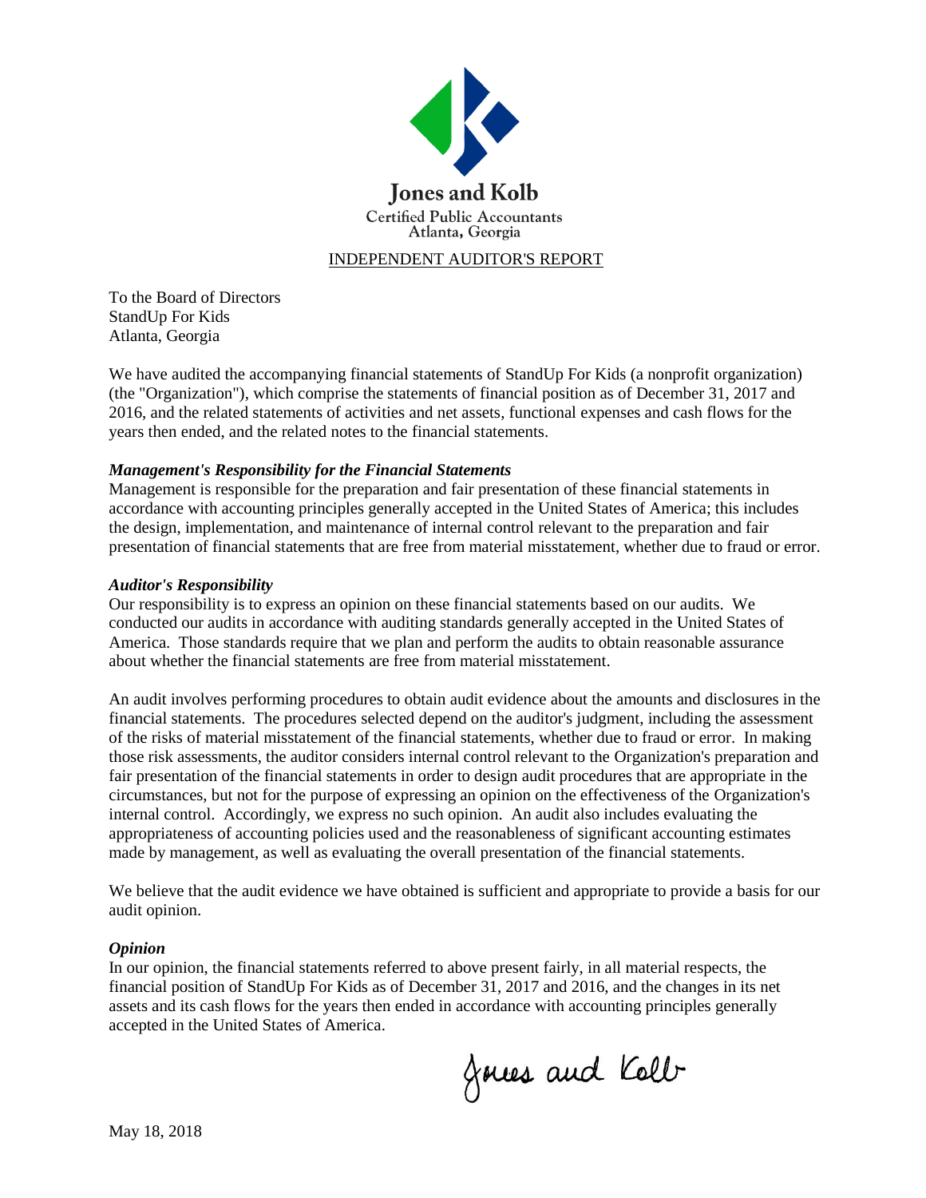**Jones and Kolb**
Certified Public Accountants
Atlanta, Georgia

INDEPENDENT AUDITOR'S REPORT

To the Board of Directors
StandUp For Kids
Atlanta, Georgia

We have audited the accompanying financial statements of StandUp For Kids (a nonprofit organization) (the "Organization"), which comprise the statements of financial position as of December 31, 2017 and 2016, and the related statements of activities and net assets, functional expenses and cash flows for the years then ended, and the related notes to the financial statements.

***Management's Responsibility for the Financial Statements***
Management is responsible for the preparation and fair presentation of these financial statements in accordance with accounting principles generally accepted in the United States of America; this includes the design, implementation, and maintenance of internal control relevant to the preparation and fair presentation of financial statements that are free from material misstatement, whether due to fraud or error.

***Auditor's Responsibility***
Our responsibility is to express an opinion on these financial statements based on our audits. We conducted our audits in accordance with auditing standards generally accepted in the United States of America. Those standards require that we plan and perform the audits to obtain reasonable assurance about whether the financial statements are free from material misstatement.

An audit involves performing procedures to obtain audit evidence about the amounts and disclosures in the financial statements. The procedures selected depend on the auditor's judgment, including the assessment of the risks of material misstatement of the financial statements, whether due to fraud or error. In making those risk assessments, the auditor considers internal control relevant to the Organization's preparation and fair presentation of the financial statements in order to design audit procedures that are appropriate in the circumstances, but not for the purpose of expressing an opinion on the effectiveness of the Organization's internal control. Accordingly, we express no such opinion. An audit also includes evaluating the appropriateness of accounting policies used and the reasonableness of significant accounting estimates made by management, as well as evaluating the overall presentation of the financial statements.

We believe that the audit evidence we have obtained is sufficient and appropriate to provide a basis for our audit opinion.

***Opinion***
In our opinion, the financial statements referred to above present fairly, in all material respects, the financial position of StandUp For Kids as of December 31, 2017 and 2016, and the changes in its net assets and its cash flows for the years then ended in accordance with accounting principles generally accepted in the United States of America.

Jones and Kolb

May 18, 2018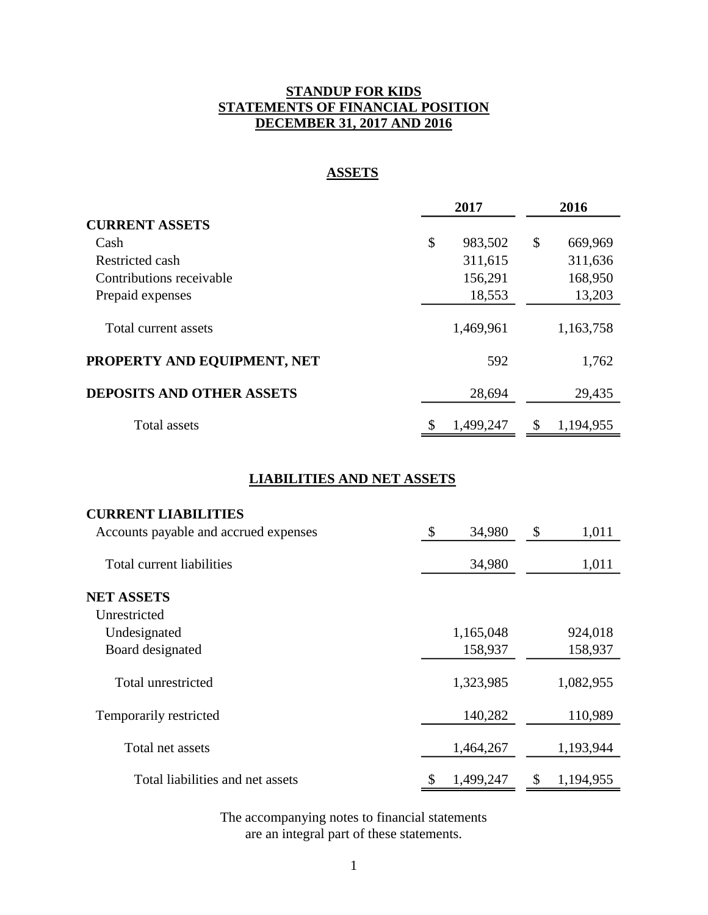# STANDUP FOR KIDS
## STATEMENTS OF FINANCIAL POSITION
## DECEMBER 31, 2017 AND 2016

### ASSETS

| | 2017 | 2016 |
|---|---|---|
| **CURRENT ASSETS** | | |
| Cash | $ 983,502 | $ 669,969 |
| Restricted cash | 311,615 | 311,636 |
| Contributions receivable | 156,291 | 168,950 |
| Prepaid expenses | 18,553 | 13,203 |
| Total current assets | 1,469,961 | 1,163,758 |
| **PROPERTY AND EQUIPMENT, NET** | 592 | 1,762 |
| **DEPOSITS AND OTHER ASSETS** | 28,694 | 29,435 |
| Total assets | $ 1,499,247 | $ 1,194,955 |

### LIABILITIES AND NET ASSETS

| | 2017 | 2016 |
|---|---|---|
| **CURRENT LIABILITIES** | | |
| Accounts payable and accrued expenses | $ 34,980 | $ 1,011 |
| Total current liabilities | 34,980 | 1,011 |
| **NET ASSETS** | | |
| Unrestricted | | |
| Undesignated | 1,165,048 | 924,018 |
| Board designated | 158,937 | 158,937 |
| Total unrestricted | 1,323,985 | 1,082,955 |
| Temporarily restricted | 140,282 | 110,989 |
| Total net assets | 1,464,267 | 1,193,944 |
| Total liabilities and net assets | $ 1,499,247 | $ 1,194,955 |

The accompanying notes to financial statements are an integral part of these statements.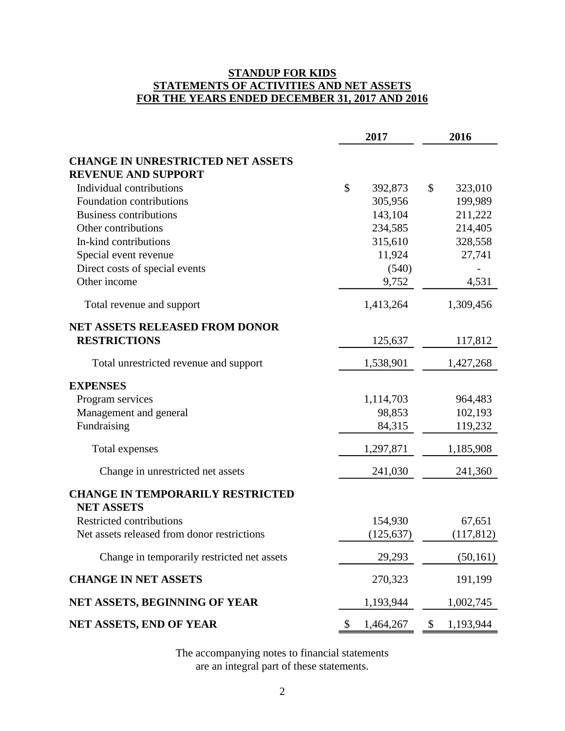**STANDUP FOR KIDS**
**STATEMENTS OF ACTIVITIES AND NET ASSETS**
**FOR THE YEARS ENDED DECEMBER 31, 2017 AND 2016**

| | 2017 | 2016 |
|---|---|---|
| **CHANGE IN UNRESTRICTED NET ASSETS** | | |
| **REVENUE AND SUPPORT** | | |
| Individual contributions | $ 392,873 | $ 323,010 |
| Foundation contributions | 305,956 | 199,989 |
| Business contributions | 143,104 | 211,222 |
| Other contributions | 234,585 | 214,405 |
| In-kind contributions | 315,610 | 328,558 |
| Special event revenue | 11,924 | 27,741 |
| Direct costs of special events | (540) | - |
| Other income | 9,752 | 4,531 |
| Total revenue and support | 1,413,264 | 1,309,456 |
| **NET ASSETS RELEASED FROM DONOR RESTRICTIONS** | 125,637 | 117,812 |
| Total unrestricted revenue and support | 1,538,901 | 1,427,268 |
| **EXPENSES** | | |
| Program services | 1,114,703 | 964,483 |
| Management and general | 98,853 | 102,193 |
| Fundraising | 84,315 | 119,232 |
| Total expenses | 1,297,871 | 1,185,908 |
| Change in unrestricted net assets | 241,030 | 241,360 |
| **CHANGE IN TEMPORARILY RESTRICTED NET ASSETS** | | |
| Restricted contributions | 154,930 | 67,651 |
| Net assets released from donor restrictions | (125,637) | (117,812) |
| Change in temporarily restricted net assets | 29,293 | (50,161) |
| **CHANGE IN NET ASSETS** | 270,323 | 191,199 |
| **NET ASSETS, BEGINNING OF YEAR** | 1,193,944 | 1,002,745 |
| **NET ASSETS, END OF YEAR** | $ 1,464,267 | $ 1,193,944 |

The accompanying notes to financial statements are an integral part of these statements.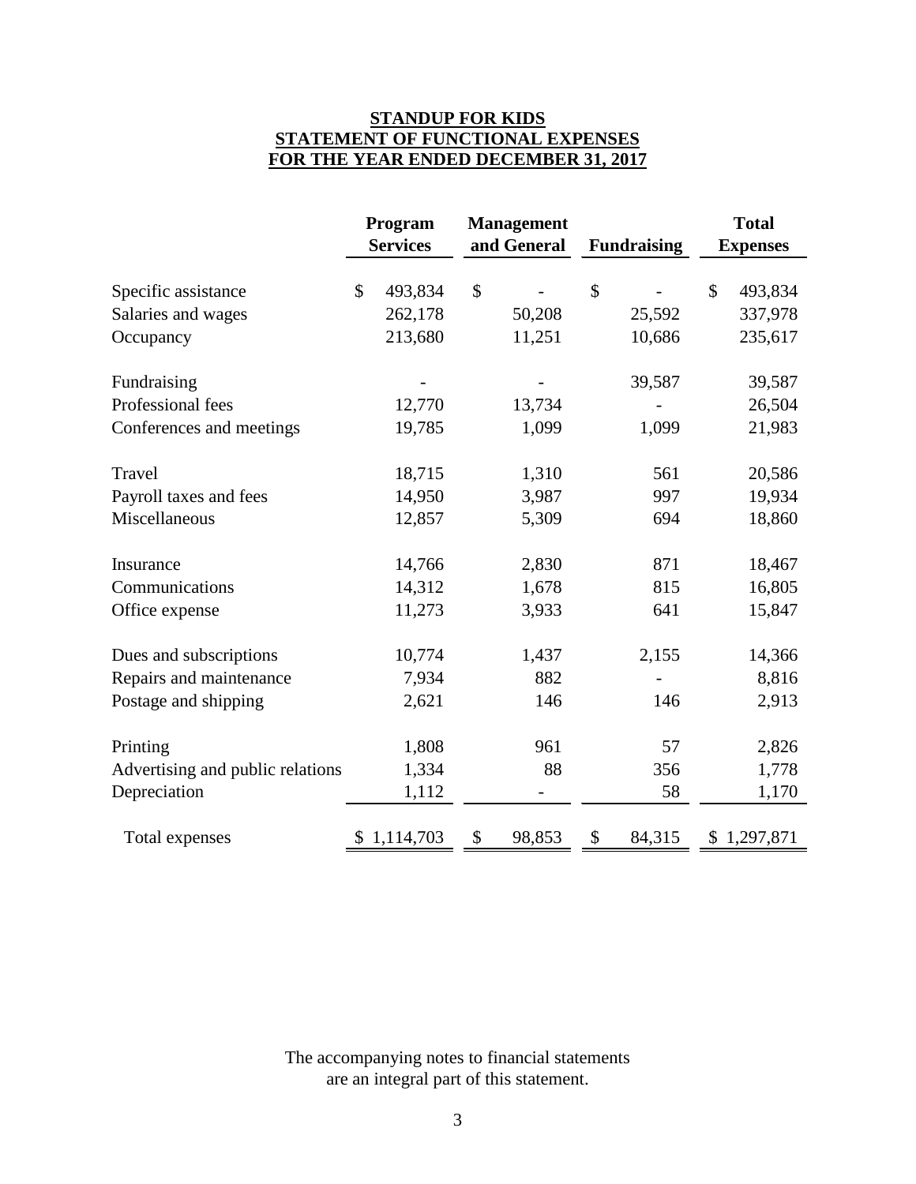**STANDUP FOR KIDS**
**STATEMENT OF FUNCTIONAL EXPENSES**
**FOR THE YEAR ENDED DECEMBER 31, 2017**

| | Program Services | Management and General | Fundraising | Total Expenses |
|---|---|---|---|---|
| Specific assistance | $ 493,834 | $ - | $ - | $ 493,834 |
| Salaries and wages | 262,178 | 50,208 | 25,592 | 337,978 |
| Occupancy | 213,680 | 11,251 | 10,686 | 235,617 |
| Fundraising | - | - | 39,587 | 39,587 |
| Professional fees | 12,770 | 13,734 | - | 26,504 |
| Conferences and meetings | 19,785 | 1,099 | 1,099 | 21,983 |
| Travel | 18,715 | 1,310 | 561 | 20,586 |
| Payroll taxes and fees | 14,950 | 3,987 | 997 | 19,934 |
| Miscellaneous | 12,857 | 5,309 | 694 | 18,860 |
| Insurance | 14,766 | 2,830 | 871 | 18,467 |
| Communications | 14,312 | 1,678 | 815 | 16,805 |
| Office expense | 11,273 | 3,933 | 641 | 15,847 |
| Dues and subscriptions | 10,774 | 1,437 | 2,155 | 14,366 |
| Repairs and maintenance | 7,934 | 882 | - | 8,816 |
| Postage and shipping | 2,621 | 146 | 146 | 2,913 |
| Printing | 1,808 | 961 | 57 | 2,826 |
| Advertising and public relations | 1,334 | 88 | 356 | 1,778 |
| Depreciation | 1,112 | - | 58 | 1,170 |
| Total expenses | $ 1,114,703 | $ 98,853 | $ 84,315 | $ 1,297,871 |

The accompanying notes to financial statements are an integral part of this statement.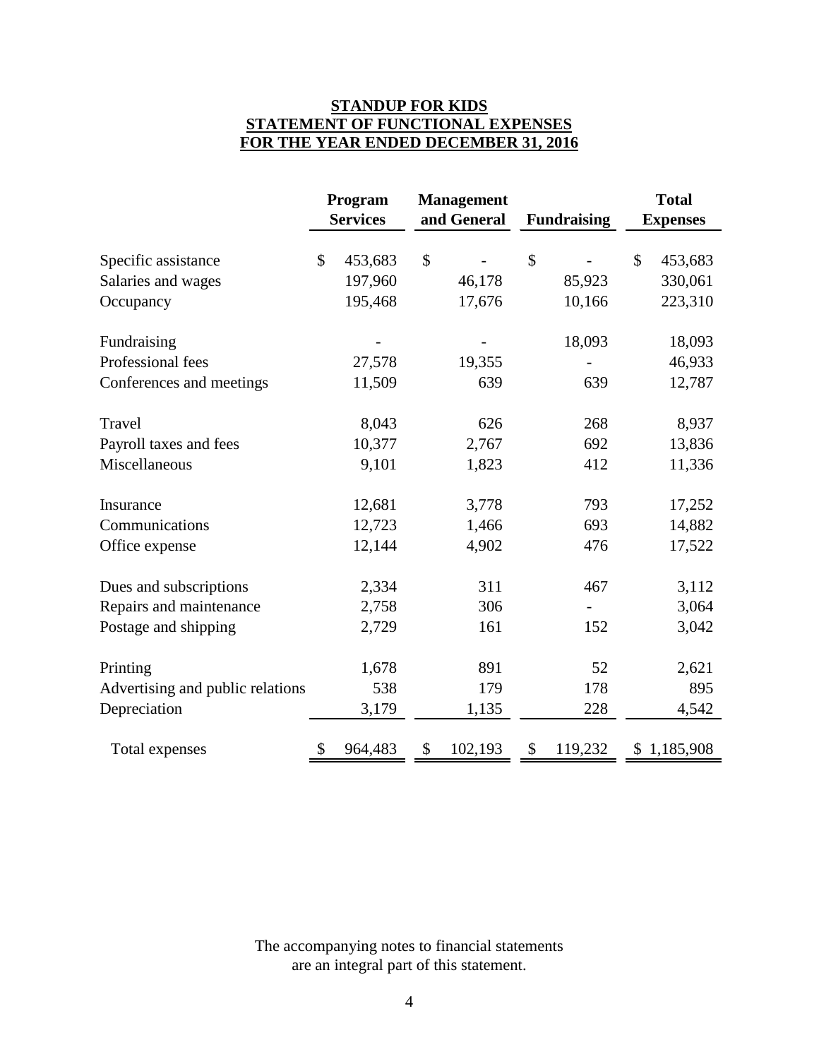# STANDUP FOR KIDS
## STATEMENT OF FUNCTIONAL EXPENSES
## FOR THE YEAR ENDED DECEMBER 31, 2016

| | Program Services | Management and General | Fundraising | Total Expenses |
|---|---|---|---|---|
| Specific assistance | $ 453,683 | $ - | $ - | $ 453,683 |
| Salaries and wages | 197,960 | 46,178 | 85,923 | 330,061 |
| Occupancy | 195,468 | 17,676 | 10,166 | 223,310 |
| Fundraising | - | - | 18,093 | 18,093 |
| Professional fees | 27,578 | 19,355 | - | 46,933 |
| Conferences and meetings | 11,509 | 639 | 639 | 12,787 |
| Travel | 8,043 | 626 | 268 | 8,937 |
| Payroll taxes and fees | 10,377 | 2,767 | 692 | 13,836 |
| Miscellaneous | 9,101 | 1,823 | 412 | 11,336 |
| Insurance | 12,681 | 3,778 | 793 | 17,252 |
| Communications | 12,723 | 1,466 | 693 | 14,882 |
| Office expense | 12,144 | 4,902 | 476 | 17,522 |
| Dues and subscriptions | 2,334 | 311 | 467 | 3,112 |
| Repairs and maintenance | 2,758 | 306 | - | 3,064 |
| Postage and shipping | 2,729 | 161 | 152 | 3,042 |
| Printing | 1,678 | 891 | 52 | 2,621 |
| Advertising and public relations | 538 | 179 | 178 | 895 |
| Depreciation | 3,179 | 1,135 | 228 | 4,542 |
| Total expenses | $ 964,483 | $ 102,193 | $ 119,232 | $ 1,185,908 |

The accompanying notes to financial statements are an integral part of this statement.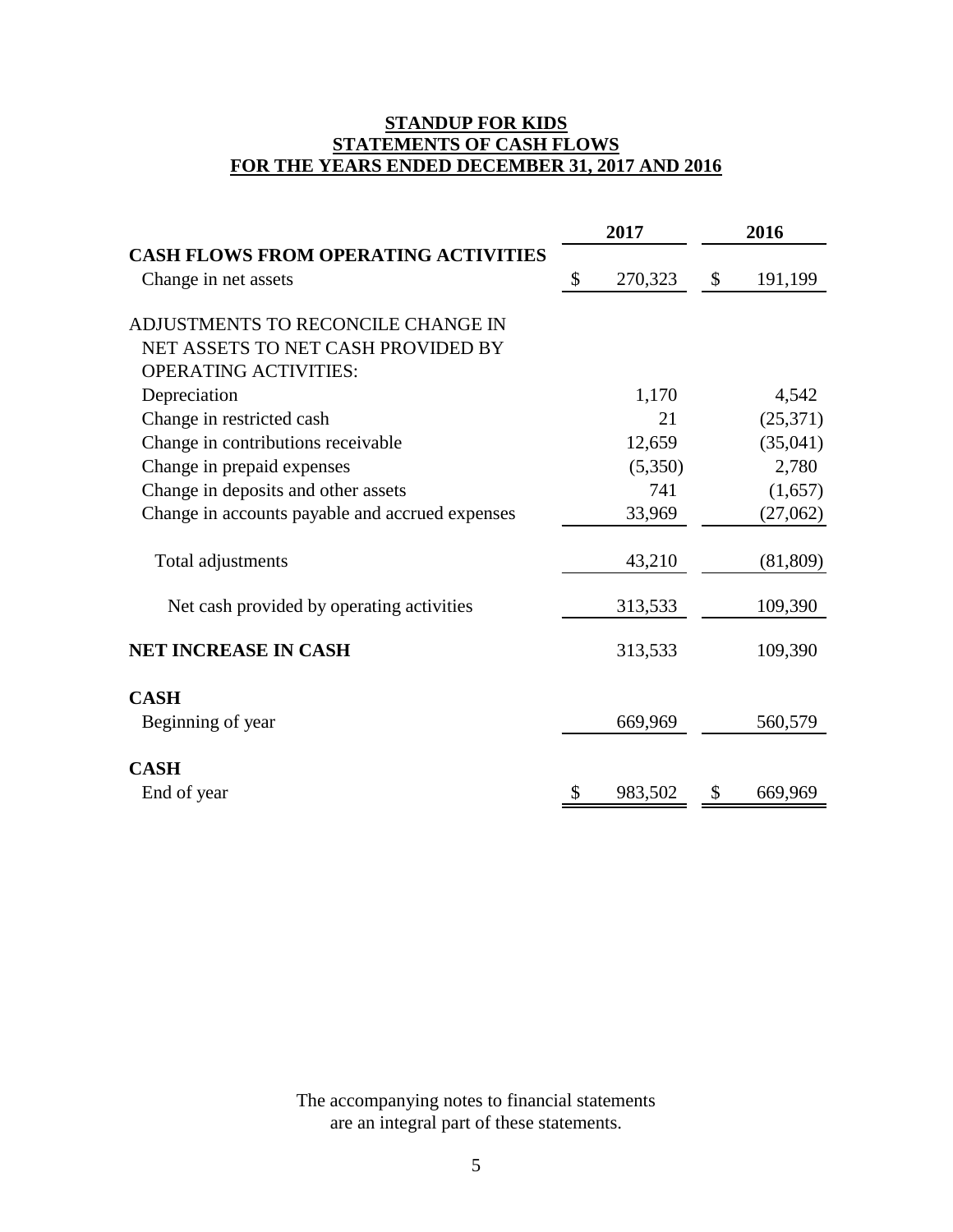# STANDUP FOR KIDS
## STATEMENTS OF CASH FLOWS
## FOR THE YEARS ENDED DECEMBER 31, 2017 AND 2016

| | 2017 | 2016 |
|---|---|---|
| **CASH FLOWS FROM OPERATING ACTIVITIES** | | |
| Change in net assets | $ 270,323 | $ 191,199 |
| ADJUSTMENTS TO RECONCILE CHANGE IN NET ASSETS TO NET CASH PROVIDED BY OPERATING ACTIVITIES: | | |
| Depreciation | 1,170 | 4,542 |
| Change in restricted cash | 21 | (25,371) |
| Change in contributions receivable | 12,659 | (35,041) |
| Change in prepaid expenses | (5,350) | 2,780 |
| Change in deposits and other assets | 741 | (1,657) |
| Change in accounts payable and accrued expenses | 33,969 | (27,062) |
| Total adjustments | 43,210 | (81,809) |
| Net cash provided by operating activities | 313,533 | 109,390 |
| **NET INCREASE IN CASH** | 313,533 | 109,390 |
| **CASH** | | |
| Beginning of year | 669,969 | 560,579 |
| **CASH** | | |
| End of year | $ 983,502 | $ 669,969 |

The accompanying notes to financial statements are an integral part of these statements.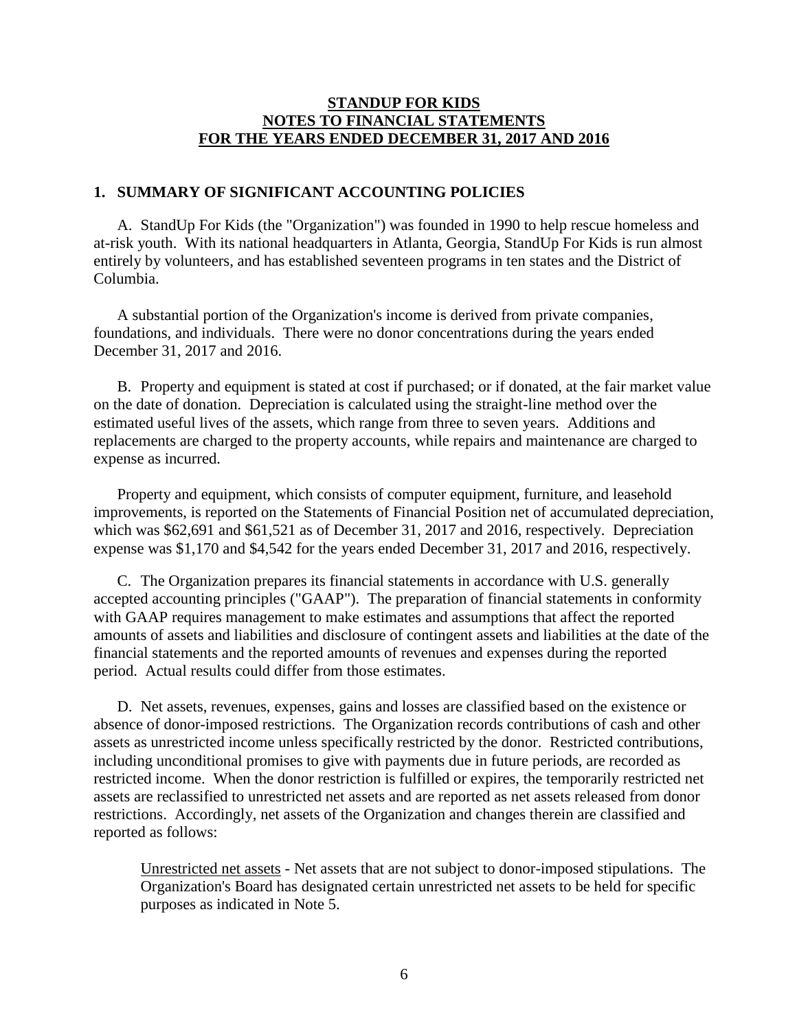**STANDUP FOR KIDS**
**NOTES TO FINANCIAL STATEMENTS**
**FOR THE YEARS ENDED DECEMBER 31, 2017 AND 2016**

## 1. SUMMARY OF SIGNIFICANT ACCOUNTING POLICIES

A. StandUp For Kids (the "Organization") was founded in 1990 to help rescue homeless and at-risk youth. With its national headquarters in Atlanta, Georgia, StandUp For Kids is run almost entirely by volunteers, and has established seventeen programs in ten states and the District of Columbia.

A substantial portion of the Organization's income is derived from private companies, foundations, and individuals. There were no donor concentrations during the years ended December 31, 2017 and 2016.

B. Property and equipment is stated at cost if purchased; or if donated, at the fair market value on the date of donation. Depreciation is calculated using the straight-line method over the estimated useful lives of the assets, which range from three to seven years. Additions and replacements are charged to the property accounts, while repairs and maintenance are charged to expense as incurred.

Property and equipment, which consists of computer equipment, furniture, and leasehold improvements, is reported on the Statements of Financial Position net of accumulated depreciation, which was $62,691 and $61,521 as of December 31, 2017 and 2016, respectively. Depreciation expense was $1,170 and $4,542 for the years ended December 31, 2017 and 2016, respectively.

C. The Organization prepares its financial statements in accordance with U.S. generally accepted accounting principles ("GAAP"). The preparation of financial statements in conformity with GAAP requires management to make estimates and assumptions that affect the reported amounts of assets and liabilities and disclosure of contingent assets and liabilities at the date of the financial statements and the reported amounts of revenues and expenses during the reported period. Actual results could differ from those estimates.

D. Net assets, revenues, expenses, gains and losses are classified based on the existence or absence of donor-imposed restrictions. The Organization records contributions of cash and other assets as unrestricted income unless specifically restricted by the donor. Restricted contributions, including unconditional promises to give with payments due in future periods, are recorded as restricted income. When the donor restriction is fulfilled or expires, the temporarily restricted net assets are reclassified to unrestricted net assets and are reported as net assets released from donor restrictions. Accordingly, net assets of the Organization and changes therein are classified and reported as follows:

> Unrestricted net assets - Net assets that are not subject to donor-imposed stipulations. The Organization's Board has designated certain unrestricted net assets to be held for specific purposes as indicated in Note 5.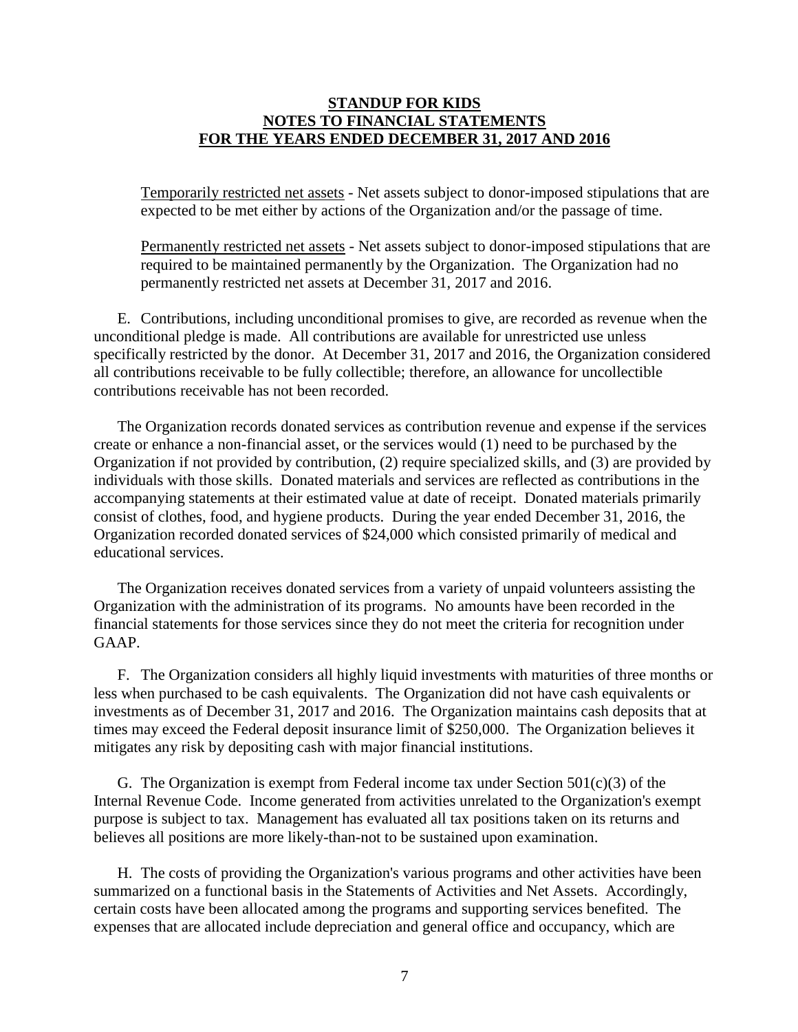Temporarily restricted net assets - Net assets subject to donor-imposed stipulations that are expected to be met either by actions of the Organization and/or the passage of time.

Permanently restricted net assets - Net assets subject to donor-imposed stipulations that are required to be maintained permanently by the Organization. The Organization had no permanently restricted net assets at December 31, 2017 and 2016.

E. Contributions, including unconditional promises to give, are recorded as revenue when the unconditional pledge is made. All contributions are available for unrestricted use unless specifically restricted by the donor. At December 31, 2017 and 2016, the Organization considered all contributions receivable to be fully collectible; therefore, an allowance for uncollectible contributions receivable has not been recorded.

The Organization records donated services as contribution revenue and expense if the services create or enhance a non-financial asset, or the services would (1) need to be purchased by the Organization if not provided by contribution, (2) require specialized skills, and (3) are provided by individuals with those skills. Donated materials and services are reflected as contributions in the accompanying statements at their estimated value at date of receipt. Donated materials primarily consist of clothes, food, and hygiene products. During the year ended December 31, 2016, the Organization recorded donated services of $24,000 which consisted primarily of medical and educational services.

The Organization receives donated services from a variety of unpaid volunteers assisting the Organization with the administration of its programs. No amounts have been recorded in the financial statements for those services since they do not meet the criteria for recognition under GAAP.

F. The Organization considers all highly liquid investments with maturities of three months or less when purchased to be cash equivalents. The Organization did not have cash equivalents or investments as of December 31, 2017 and 2016. The Organization maintains cash deposits that at times may exceed the Federal deposit insurance limit of $250,000. The Organization believes it mitigates any risk by depositing cash with major financial institutions.

G. The Organization is exempt from Federal income tax under Section 501(c)(3) of the Internal Revenue Code. Income generated from activities unrelated to the Organization's exempt purpose is subject to tax. Management has evaluated all tax positions taken on its returns and believes all positions are more likely-than-not to be sustained upon examination.

H. The costs of providing the Organization's various programs and other activities have been summarized on a functional basis in the Statements of Activities and Net Assets. Accordingly, certain costs have been allocated among the programs and supporting services benefited. The expenses that are allocated include depreciation and general office and occupancy, which are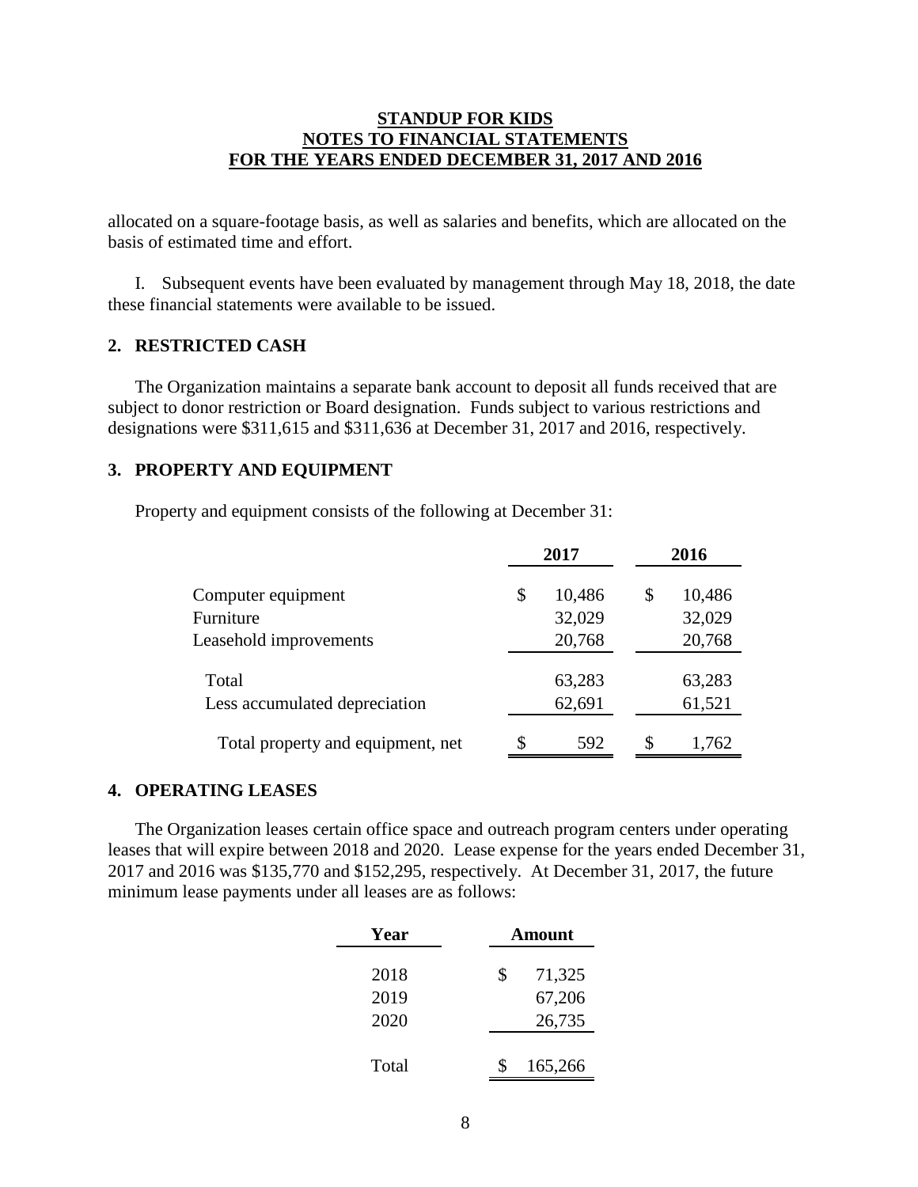allocated on a square-footage basis, as well as salaries and benefits, which are allocated on the basis of estimated time and effort.

I. Subsequent events have been evaluated by management through May 18, 2018, the date these financial statements were available to be issued.

## 2. RESTRICTED CASH

The Organization maintains a separate bank account to deposit all funds received that are subject to donor restriction or Board designation. Funds subject to various restrictions and designations were $311,615 and $311,636 at December 31, 2017 and 2016, respectively.

## 3. PROPERTY AND EQUIPMENT

Property and equipment consists of the following at December 31:

| | 2017 | 2016 |
|---|---|---|
| Computer equipment | $ 10,486 | $ 10,486 |
| Furniture | 32,029 | 32,029 |
| Leasehold improvements | 20,768 | 20,768 |
| Total | 63,283 | 63,283 |
| Less accumulated depreciation | 62,691 | 61,521 |
| Total property and equipment, net | $ 592 | $ 1,762 |

## 4. OPERATING LEASES

The Organization leases certain office space and outreach program centers under operating leases that will expire between 2018 and 2020. Lease expense for the years ended December 31, 2017 and 2016 was $135,770 and $152,295, respectively. At December 31, 2017, the future minimum lease payments under all leases are as follows:

| Year | Amount |
|---|---|
| 2018 | $ 71,325 |
| 2019 | 67,206 |
| 2020 | 26,735 |
| Total | $ 165,266 |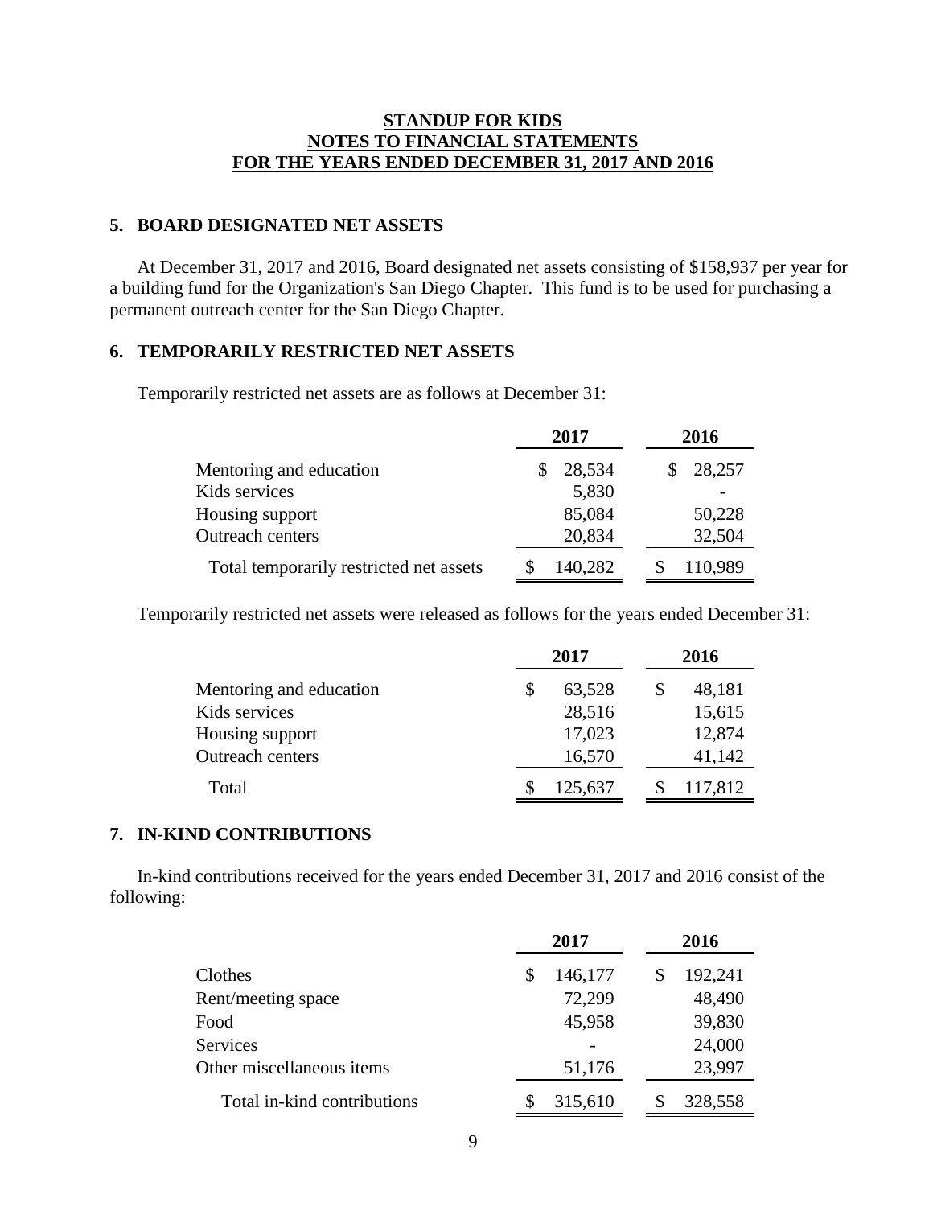**STANDUP FOR KIDS**
**NOTES TO FINANCIAL STATEMENTS**
**FOR THE YEARS ENDED DECEMBER 31, 2017 AND 2016**

## 5. BOARD DESIGNATED NET ASSETS

At December 31, 2017 and 2016, Board designated net assets consisting of $158,937 per year for a building fund for the Organization's San Diego Chapter. This fund is to be used for purchasing a permanent outreach center for the San Diego Chapter.

## 6. TEMPORARILY RESTRICTED NET ASSETS

Temporarily restricted net assets are as follows at December 31:

| | 2017 | 2016 |
|---|---|---|
| Mentoring and education | $ 28,534 | $ 28,257 |
| Kids services | 5,830 | - |
| Housing support | 85,084 | 50,228 |
| Outreach centers | 20,834 | 32,504 |
| Total temporarily restricted net assets | $ 140,282 | $ 110,989 |

Temporarily restricted net assets were released as follows for the years ended December 31:

| | 2017 | 2016 |
|---|---|---|
| Mentoring and education | $ 63,528 | $ 48,181 |
| Kids services | 28,516 | 15,615 |
| Housing support | 17,023 | 12,874 |
| Outreach centers | 16,570 | 41,142 |
| Total | $ 125,637 | $ 117,812 |

## 7. IN-KIND CONTRIBUTIONS

In-kind contributions received for the years ended December 31, 2017 and 2016 consist of the following:

| | 2017 | 2016 |
|---|---|---|
| Clothes | $ 146,177 | $ 192,241 |
| Rent/meeting space | 72,299 | 48,490 |
| Food | 45,958 | 39,830 |
| Services | - | 24,000 |
| Other miscellaneous items | 51,176 | 23,997 |
| Total in-kind contributions | $ 315,610 | $ 328,558 |